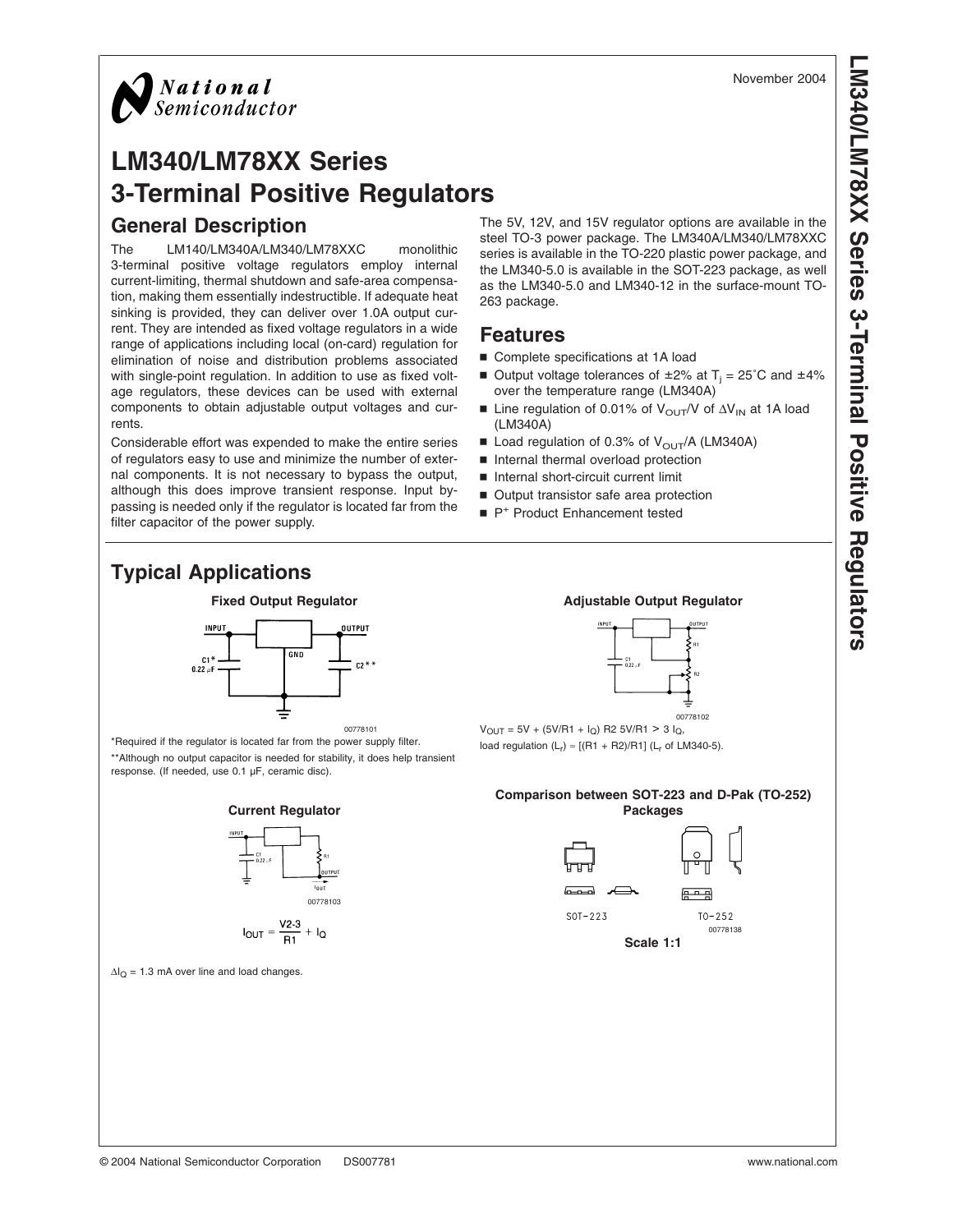November 2004

# LM340/LM78XX Series
# 3-Terminal Positive Regulators

## General Description

The LM140/LM340A/LM340/LM78XXC monolithic 3-terminal positive voltage regulators employ internal current-limiting, thermal shutdown and safe-area compensation, making them essentially indestructible. If adequate heat sinking is provided, they can deliver over 1.0A output current. They are intended as fixed voltage regulators in a wide range of applications including local (on-card) regulation for elimination of noise and distribution problems associated with single-point regulation. In addition to use as fixed voltage regulators, these devices can be used with external components to obtain adjustable output voltages and currents.

Considerable effort was expended to make the entire series of regulators easy to use and minimize the number of external components. It is not necessary to bypass the output, although this does improve transient response. Input bypassing is needed only if the regulator is located far from the filter capacitor of the power supply.

The 5V, 12V, and 15V regulator options are available in the steel TO-3 power package. The LM340A/LM340/LM78XXC series is available in the TO-220 plastic power package, and the LM340-5.0 is available in the SOT-223 package, as well as the LM340-5.0 and LM340-12 in the surface-mount TO-263 package.

## Features

- Complete specifications at 1A load
- Output voltage tolerances of ±2% at $T_j$ = 25˚C and ±4% over the temperature range (LM340A)
- Line regulation of 0.01% of $V_{OUT}$/V of $\Delta V_{IN}$ at 1A load (LM340A)
- Load regulation of 0.3% of $V_{OUT}$/A (LM340A)
- Internal thermal overload protection
- Internal short-circuit current limit
- Output transistor safe area protection
- P+ Product Enhancement tested

## Typical Applications

**Fixed Output Regulator**

00778101

*Required if the regulator is located far from the power supply filter.

**Although no output capacitor is needed for stability, it does help transient response. (If needed, use 0.1 µF, ceramic disc).

**Adjustable Output Regulator**

00778102

$V_{OUT}$ = 5V + (5V/R1 + $I_Q$) R2 5V/R1 > 3 $I_Q$,
load regulation ($L_r$) ≈ [(R1 + R2)/R1] ($L_r$ of LM340-5).

**Current Regulator**

00778103

$$I_{OUT} = \frac{V2\text{-}3}{R1} + I_Q$$

$\Delta I_Q$ = 1.3 mA over line and load changes.

**Comparison between SOT-223 and D-Pak (TO-252) Packages**

SOT-223 TO-252

00778138

**Scale 1:1**

© 2004 National Semiconductor Corporation DS007781 www.national.com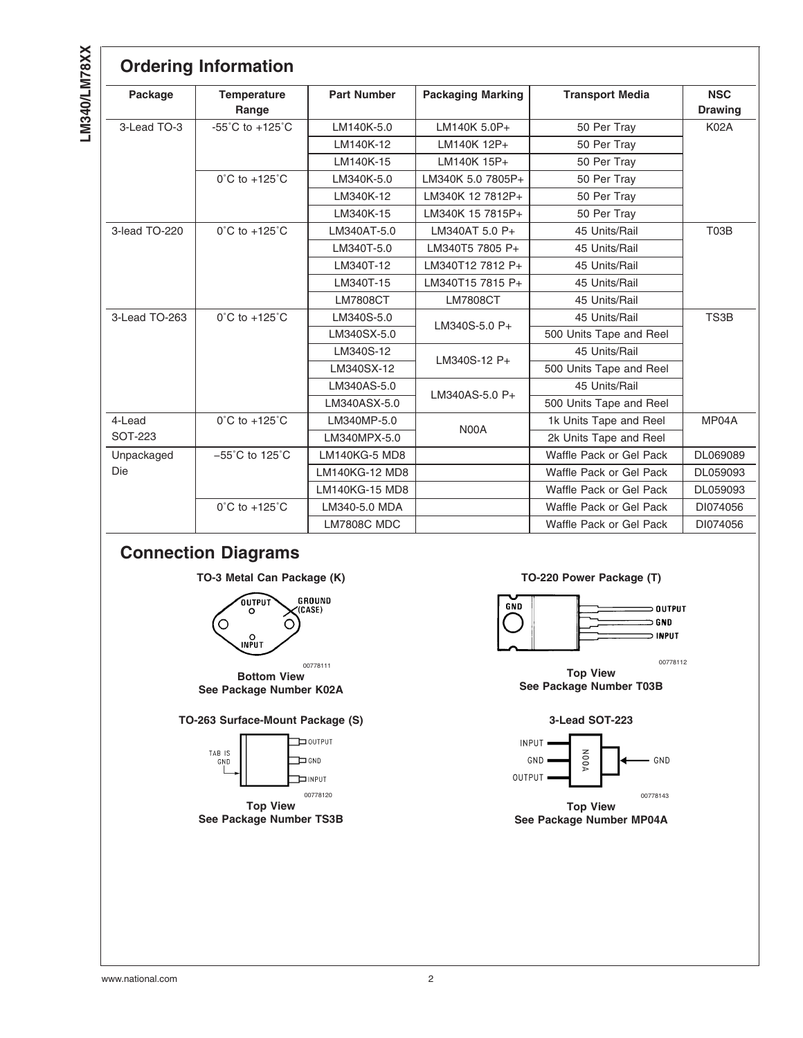## Ordering Information

| Package | Temperature Range | Part Number | Packaging Marking | Transport Media | NSC Drawing |
|---|---|---|---|---|---|
| 3-Lead TO-3 | -55˚C to +125˚C | LM140K-5.0 | LM140K 5.0P+ | 50 Per Tray | K02A |
| | | LM140K-12 | LM140K 12P+ | 50 Per Tray | |
| | | LM140K-15 | LM140K 15P+ | 50 Per Tray | |
| | 0˚C to +125˚C | LM340K-5.0 | LM340K 5.0 7805P+ | 50 Per Tray | |
| | | LM340K-12 | LM340K 12 7812P+ | 50 Per Tray | |
| | | LM340K-15 | LM340K 15 7815P+ | 50 Per Tray | |
| 3-lead TO-220 | 0˚C to +125˚C | LM340AT-5.0 | LM340AT 5.0 P+ | 45 Units/Rail | T03B |
| | | LM340T-5.0 | LM340T5 7805 P+ | 45 Units/Rail | |
| | | LM340T-12 | LM340T12 7812 P+ | 45 Units/Rail | |
| | | LM340T-15 | LM340T15 7815 P+ | 45 Units/Rail | |
| | | LM7808CT | LM7808CT | 45 Units/Rail | |
| 3-Lead TO-263 | 0˚C to +125˚C | LM340S-5.0 | LM340S-5.0 P+ | 45 Units/Rail | TS3B |
| | | LM340SX-5.0 | | 500 Units Tape and Reel | |
| | | LM340S-12 | LM340S-12 P+ | 45 Units/Rail | |
| | | LM340SX-12 | | 500 Units Tape and Reel | |
| | | LM340AS-5.0 | LM340AS-5.0 P+ | 45 Units/Rail | |
| | | LM340ASX-5.0 | | 500 Units Tape and Reel | |
| 4-Lead SOT-223 | 0˚C to +125˚C | LM340MP-5.0 | N00A | 1k Units Tape and Reel | MP04A |
| | | LM340MPX-5.0 | | 2k Units Tape and Reel | |
| Unpackaged Die | −55˚C to 125˚C | LM140KG-5 MD8 | | Waffle Pack or Gel Pack | DL069089 |
| | | LM140KG-12 MD8 | | Waffle Pack or Gel Pack | DL059093 |
| | | LM140KG-15 MD8 | | Waffle Pack or Gel Pack | DL059093 |
| | 0˚C to +125˚C | LM340-5.0 MDA | | Waffle Pack or Gel Pack | DI074056 |
| | | LM7808C MDC | | Waffle Pack or Gel Pack | DI074056 |

## Connection Diagrams

**TO-3 Metal Can Package (K)**

OUTPUT, GROUND (CASE), INPUT

00778111

**Bottom View**
**See Package Number K02A**

**TO-220 Power Package (T)**

GND, OUTPUT, GND, INPUT

00778112

**Top View**
**See Package Number T03B**

**TO-263 Surface-Mount Package (S)**

TAB IS GND, OUTPUT, GND, INPUT

00778120

**Top View**
**See Package Number TS3B**

**3-Lead SOT-223**

INPUT, GND, OUTPUT, N00A, GND

00778143

**Top View**
**See Package Number MP04A**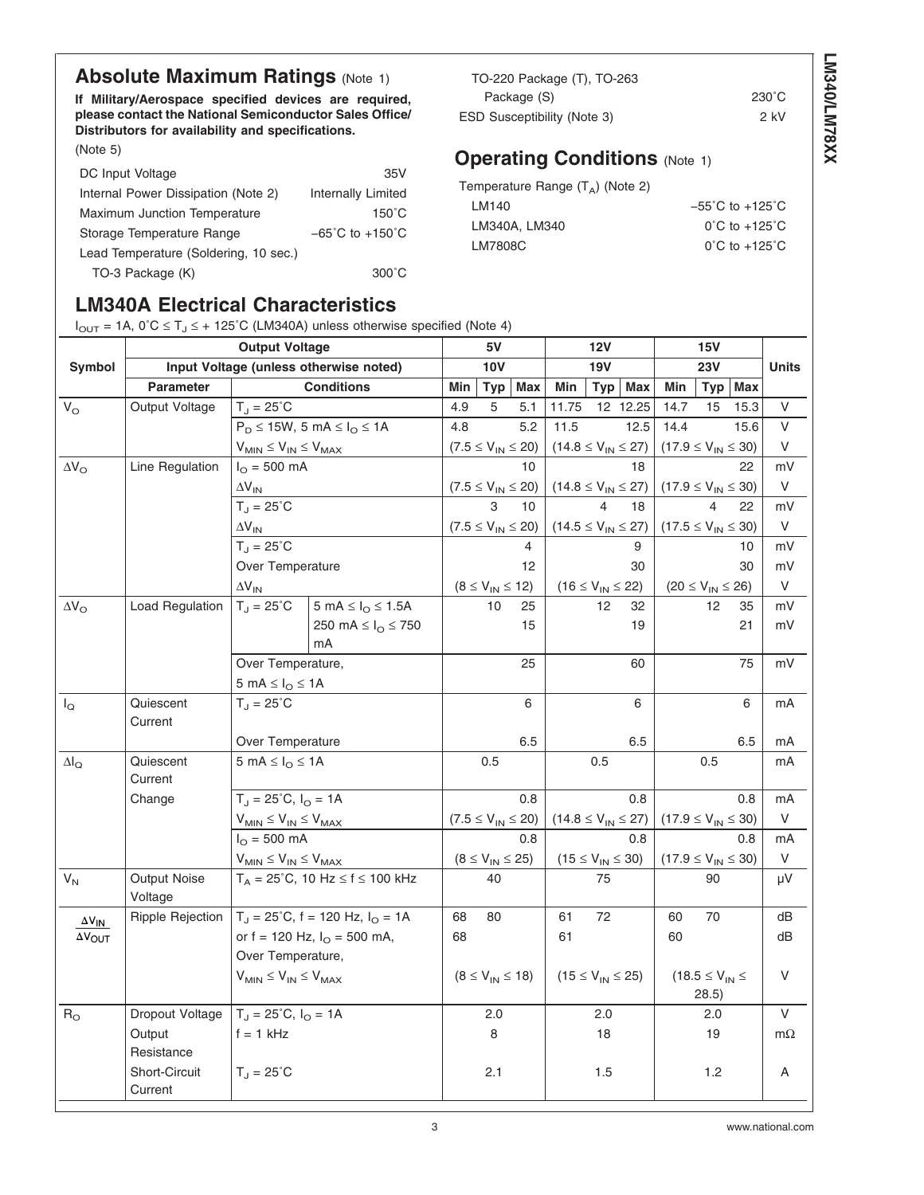## Absolute Maximum Ratings (Note 1)

**If Military/Aerospace specified devices are required, please contact the National Semiconductor Sales Office/ Distributors for availability and specifications.**

(Note 5)

| | |
|---|---|
| DC Input Voltage | 35V |
| Internal Power Dissipation (Note 2) | Internally Limited |
| Maximum Junction Temperature | 150˚C |
| Storage Temperature Range | −65˚C to +150˚C |
| Lead Temperature (Soldering, 10 sec.) | |
| TO-3 Package (K) | 300˚C |
| TO-220 Package (T), TO-263 Package (S) | 230˚C |
| ESD Susceptibility (Note 3) | 2 kV |

## Operating Conditions (Note 1)

| | |
|---|---|
| Temperature Range ($T_A$) (Note 2) | |
| LM140 | −55˚C to +125˚C |
| LM340A, LM340 | 0˚C to +125˚C |
| LM7808C | 0˚C to +125˚C |

## LM340A Electrical Characteristics

$I_{OUT}$ = 1A, 0˚C ≤ $T_J$ ≤ + 125˚C (LM340A) unless otherwise specified (Note 4)

| Symbol | Output Voltage | | | 5V | | | 12V | | | 15V | | Units |
|---|---|---|---|---|---|---|---|---|---|---|---|---|
| | Input Voltage (unless otherwise noted) | | | 10V | | | 19V | | | 23V | | |
| | Parameter | Conditions | | Min | Typ | Max | Min | Typ | Max | Min | Typ | Max | |
| $V_O$ | Output Voltage | $T_J$ = 25˚C | | 4.9 | 5 | 5.1 | 11.75 | 12 | 12.25 | 14.7 | 15 | 15.3 | V |
| | | $P_D$ ≤ 15W, 5 mA ≤ $I_O$ ≤ 1A | | 4.8 | | 5.2 | 11.5 | | 12.5 | 14.4 | | 15.6 | V |
| | | $V_{MIN}$ ≤ $V_{IN}$ ≤ $V_{MAX}$ | | (7.5 ≤ $V_{IN}$ ≤ 20) | | | (14.8 ≤ $V_{IN}$ ≤ 27) | | | (17.9 ≤ $V_{IN}$ ≤ 30) | | | V |
| $\Delta V_O$ | Line Regulation | $I_O$ = 500 mA | | | | 10 | | | 18 | | | 22 | mV |
| | | $\Delta V_{IN}$ | | (7.5 ≤ $V_{IN}$ ≤ 20) | | | (14.8 ≤ $V_{IN}$ ≤ 27) | | | (17.9 ≤ $V_{IN}$ ≤ 30) | | | V |
| | | $T_J$ = 25˚C | | | 3 | 10 | | 4 | 18 | | 4 | 22 | mV |
| | | $\Delta V_{IN}$ | | (7.5 ≤ $V_{IN}$ ≤ 20) | | | (14.5 ≤ $V_{IN}$ ≤ 27) | | | (17.5 ≤ $V_{IN}$ ≤ 30) | | | V |
| | | $T_J$ = 25˚C | | | | 4 | | | 9 | | | 10 | mV |
| | | Over Temperature | | | | 12 | | | 30 | | | 30 | mV |
| | | $\Delta V_{IN}$ | | (8 ≤ $V_{IN}$ ≤ 12) | | | (16 ≤ $V_{IN}$ ≤ 22) | | | (20 ≤ $V_{IN}$ ≤ 26) | | | V |
| $\Delta V_O$ | Load Regulation | $T_J$ = 25˚C | 5 mA ≤ $I_O$ ≤ 1.5A | | 10 | 25 | | 12 | 32 | | 12 | 35 | mV |
| | | | 250 mA ≤ $I_O$ ≤ 750 mA | | | 15 | | | 19 | | | 21 | mV |
| | | Over Temperature, 5 mA ≤ $I_O$ ≤ 1A | | | | 25 | | | 60 | | | 75 | mV |
| $I_Q$ | Quiescent Current | $T_J$ = 25˚C | | | | 6 | | | 6 | | | 6 | mA |
| | | Over Temperature | | | | 6.5 | | | 6.5 | | | 6.5 | mA |
| $\Delta I_Q$ | Quiescent Current Change | 5 mA ≤ $I_O$ ≤ 1A | | | 0.5 | | | 0.5 | | | 0.5 | | mA |
| | | $T_J$ = 25˚C, $I_O$ = 1A | | | | 0.8 | | | 0.8 | | | 0.8 | mA |
| | | $V_{MIN}$ ≤ $V_{IN}$ ≤ $V_{MAX}$ | | (7.5 ≤ $V_{IN}$ ≤ 20) | | | (14.8 ≤ $V_{IN}$ ≤ 27) | | | (17.9 ≤ $V_{IN}$ ≤ 30) | | | V |
| | | $I_O$ = 500 mA | | | | 0.8 | | | 0.8 | | | 0.8 | mA |
| | | $V_{MIN}$ ≤ $V_{IN}$ ≤ $V_{MAX}$ | | (8 ≤ $V_{IN}$ ≤ 25) | | | (15 ≤ $V_{IN}$ ≤ 30) | | | (17.9 ≤ $V_{IN}$ ≤ 30) | | | V |
| $V_N$ | Output Noise Voltage | $T_A$ = 25˚C, 10 Hz ≤ f ≤ 100 kHz | | | 40 | | | 75 | | | 90 | | μV |
| $\frac{\Delta V_{IN}}{\Delta V_{OUT}}$ | Ripple Rejection | $T_J$ = 25˚C, f = 120 Hz, $I_O$ = 1A | | 68 | 80 | | 61 | 72 | | 60 | 70 | | dB |
| | | or f = 120 Hz, $I_O$ = 500 mA, Over Temperature, | | 68 | | | 61 | | | 60 | | | dB |
| | | $V_{MIN}$ ≤ $V_{IN}$ ≤ $V_{MAX}$ | | (8 ≤ $V_{IN}$ ≤ 18) | | | (15 ≤ $V_{IN}$ ≤ 25) | | | (18.5 ≤ $V_{IN}$ ≤ 28.5) | | | V |
| $R_O$ | Dropout Voltage | $T_J$ = 25˚C, $I_O$ = 1A | | | 2.0 | | | 2.0 | | | 2.0 | | V |
| | Output Resistance | f = 1 kHz | | | 8 | | | 18 | | | 19 | | mΩ |
| | Short-Circuit Current | $T_J$ = 25˚C | | | 2.1 | | | 1.5 | | | 1.2 | | A |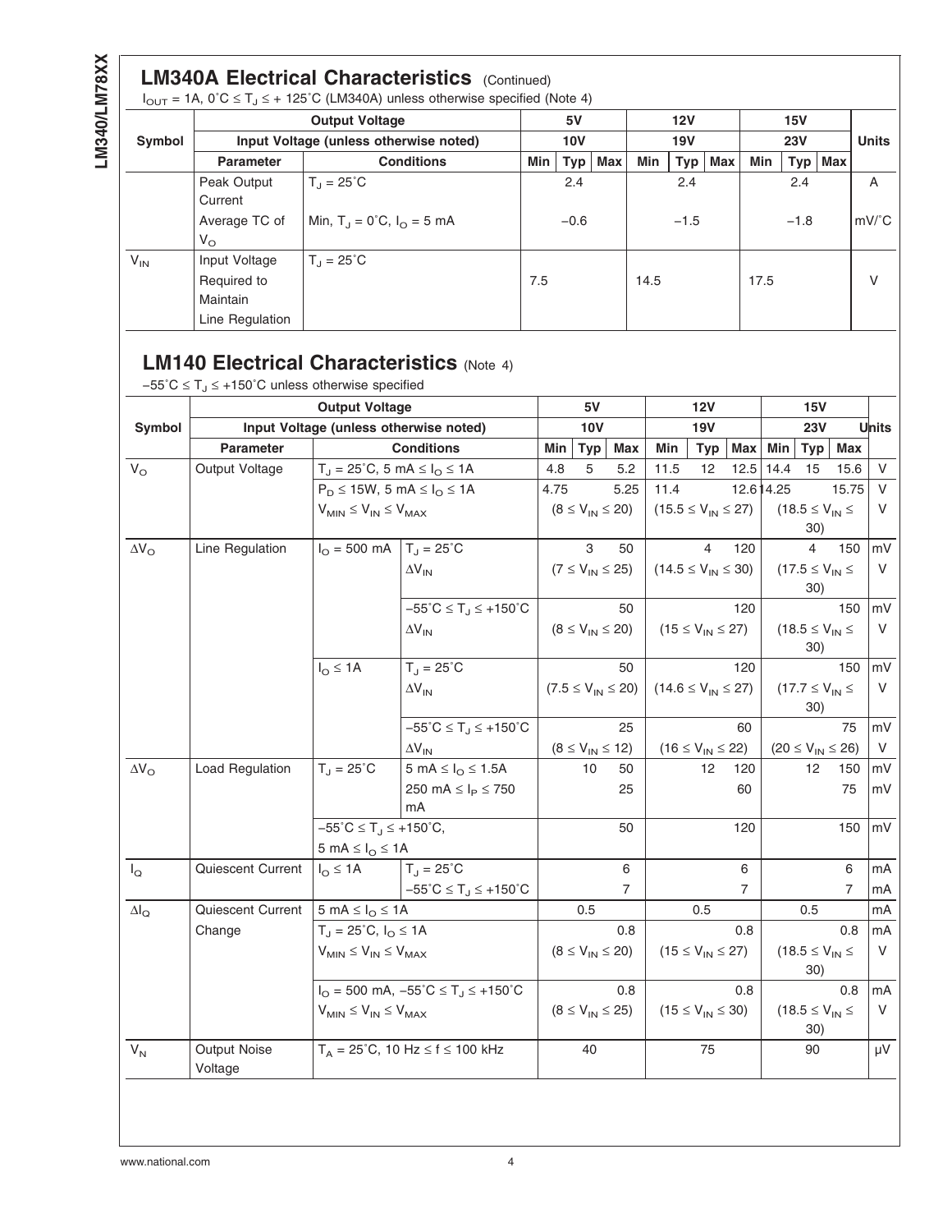## LM340A Electrical Characteristics (Continued)

$I_{OUT}$ = 1A, 0˚C ≤ $T_J$ ≤ + 125˚C (LM340A) unless otherwise specified (Note 4)

| Symbol | Output Voltage | | 5V | | | 12V | | | 15V | | | Units |
|---|---|---|---|---|---|---|---|---|---|---|---|---|
| | Input Voltage (unless otherwise noted) | | 10V | | | 19V | | | 23V | | | |
| | Parameter | Conditions | Min | Typ | Max | Min | Typ | Max | Min | Typ | Max | |
| | Peak Output Current | $T_J$ = 25˚C | | 2.4 | | | 2.4 | | | 2.4 | | A |
| | Average TC of $V_O$ | Min, $T_J$ = 0˚C, $I_O$ = 5 mA | | −0.6 | | | −1.5 | | | −1.8 | | mV/˚C |
| $V_{IN}$ | Input Voltage Required to Maintain Line Regulation | $T_J$ = 25˚C | 7.5 | | | 14.5 | | | 17.5 | | | V |

## LM140 Electrical Characteristics (Note 4)

−55˚C ≤ $T_J$ ≤ +150˚C unless otherwise specified

| Symbol | Output Voltage | | | 5V | | | 12V | | | 15V | | | Units |
|---|---|---|---|---|---|---|---|---|---|---|---|---|---|
| | Input Voltage (unless otherwise noted) | | | 10V | | | 19V | | | 23V | | | |
| | Parameter | Conditions | | Min | Typ | Max | Min | Typ | Max | Min | Typ | Max | |
| $V_O$ | Output Voltage | $T_J$ = 25˚C, 5 mA ≤ $I_O$ ≤ 1A | | 4.8 | 5 | 5.2 | 11.5 | 12 | 12.5 | 14.4 | 15 | 15.6 | V |
| | | $P_D$ ≤ 15W, 5 mA ≤ $I_O$ ≤ 1A | | 4.75 | | 5.25 | 11.4 | | 12.6 | 14.25 | | 15.75 | V |
| | | $V_{MIN}$ ≤ $V_{IN}$ ≤ $V_{MAX}$ | | (8 ≤ $V_{IN}$ ≤ 20) | | | (15.5 ≤ $V_{IN}$ ≤ 27) | | | (18.5 ≤ $V_{IN}$ ≤ 30) | | | V |
| $\Delta V_O$ | Line Regulation | $I_O$ = 500 mA | $T_J$ = 25˚C | | 3 | 50 | | 4 | 120 | | 4 | 150 | mV |
| | | | $\Delta V_{IN}$ | (7 ≤ $V_{IN}$ ≤ 25) | | | (14.5 ≤ $V_{IN}$ ≤ 30) | | | (17.5 ≤ $V_{IN}$ ≤ 30) | | | V |
| | | | −55˚C ≤ $T_J$ ≤ +150˚C | | | 50 | | | 120 | | | 150 | mV |
| | | | $\Delta V_{IN}$ | (8 ≤ $V_{IN}$ ≤ 20) | | | (15 ≤ $V_{IN}$ ≤ 27) | | | (18.5 ≤ $V_{IN}$ ≤ 30) | | | V |
| | | $I_O$ ≤ 1A | $T_J$ = 25˚C | | | 50 | | | 120 | | | 150 | mV |
| | | | $\Delta V_{IN}$ | (7.5 ≤ $V_{IN}$ ≤ 20) | | | (14.6 ≤ $V_{IN}$ ≤ 27) | | | (17.7 ≤ $V_{IN}$ ≤ 30) | | | V |
| | | | −55˚C ≤ $T_J$ ≤ +150˚C | | | 25 | | | 60 | | | 75 | mV |
| | | | $\Delta V_{IN}$ | (8 ≤ $V_{IN}$ ≤ 12) | | | (16 ≤ $V_{IN}$ ≤ 22) | | | (20 ≤ $V_{IN}$ ≤ 26) | | | V |
| $\Delta V_O$ | Load Regulation | $T_J$ = 25˚C | 5 mA ≤ $I_O$ ≤ 1.5A | | 10 | 50 | | 12 | 120 | | 12 | 150 | mV |
| | | | 250 mA ≤ $I_P$ ≤ 750 mA | | | 25 | | | 60 | | | 75 | mV |
| | | −55˚C ≤ $T_J$ ≤ +150˚C, 5 mA ≤ $I_O$ ≤ 1A | | | | 50 | | | 120 | | | 150 | mV |
| $I_Q$ | Quiescent Current | $I_O$ ≤ 1A | $T_J$ = 25˚C | | | 6 | | | 6 | | | 6 | mA |
| | | | −55˚C ≤ $T_J$ ≤ +150˚C | | | 7 | | | 7 | | | 7 | mA |
| $\Delta I_Q$ | Quiescent Current Change | 5 mA ≤ $I_O$ ≤ 1A | | | 0.5 | | | 0.5 | | | 0.5 | | mA |
| | | $T_J$ = 25˚C, $I_O$ ≤ 1A | | | | 0.8 | | | 0.8 | | | 0.8 | mA |
| | | $V_{MIN}$ ≤ $V_{IN}$ ≤ $V_{MAX}$ | | (8 ≤ $V_{IN}$ ≤ 20) | | | (15 ≤ $V_{IN}$ ≤ 27) | | | (18.5 ≤ $V_{IN}$ ≤ 30) | | | V |
| | | $I_O$ = 500 mA, −55˚C ≤ $T_J$ ≤ +150˚C | | | | 0.8 | | | 0.8 | | | 0.8 | mA |
| | | $V_{MIN}$ ≤ $V_{IN}$ ≤ $V_{MAX}$ | | (8 ≤ $V_{IN}$ ≤ 25) | | | (15 ≤ $V_{IN}$ ≤ 30) | | | (18.5 ≤ $V_{IN}$ ≤ 30) | | | V |
| $V_N$ | Output Noise Voltage | $T_A$ = 25˚C, 10 Hz ≤ f ≤ 100 kHz | | | 40 | | | 75 | | | 90 | | μV |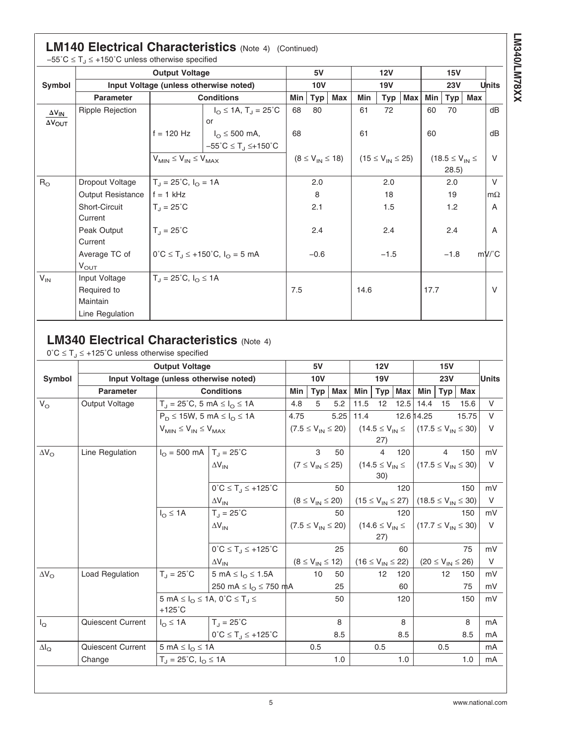## LM140 Electrical Characteristics (Note 4) (Continued)

$-55^{\circ}C \leq T_J \leq +150^{\circ}C$ unless otherwise specified

| Symbol | Output Voltage | | 5V | | | 12V | | | 15V | | | Units |
|---|---|---|---|---|---|---|---|---|---|---|---|---|
| | Input Voltage (unless otherwise noted) | | 10V | | | 19V | | | 23V | | | |
| | Parameter | Conditions | Min | Typ | Max | Min | Typ | Max | Min | Typ | Max | |
| $\frac{\Delta V_{IN}}{\Delta V_{OUT}}$ | Ripple Rejection | f = 120 Hz, $I_O \leq 1A$, $T_J = 25^{\circ}C$ or | 68 | 80 | | 61 | 72 | | 60 | 70 | | dB |
| | | f = 120 Hz, $I_O \leq 500$ mA, $-55^{\circ}C \leq T_J \leq +150^{\circ}C$ | 68 | | | 61 | | | 60 | | | dB |
| | | $V_{MIN} \leq V_{IN} \leq V_{MAX}$ | $(8 \leq V_{IN} \leq 18)$ | | | $(15 \leq V_{IN} \leq 25)$ | | | $(18.5 \leq V_{IN} \leq 28.5)$ | | | V |
| $R_O$ | Dropout Voltage | $T_J = 25^{\circ}C$, $I_O = 1A$ | | 2.0 | | | 2.0 | | | 2.0 | | V |
| | Output Resistance | f = 1 kHz | | 8 | | | 18 | | | 19 | | mΩ |
| | Short-Circuit Current | $T_J = 25^{\circ}C$ | | 2.1 | | | 1.5 | | | 1.2 | | A |
| | Peak Output Current | $T_J = 25^{\circ}C$ | | 2.4 | | | 2.4 | | | 2.4 | | A |
| | Average TC of $V_{OUT}$ | $0^{\circ}C \leq T_J \leq +150^{\circ}C$, $I_O = 5$ mA | | −0.6 | | | −1.5 | | | −1.8 | | mV/°C |
| $V_{IN}$ | Input Voltage Required to Maintain Line Regulation | $T_J = 25^{\circ}C$, $I_O \leq 1A$ | 7.5 | | | 14.6 | | | 17.7 | | | V |

## LM340 Electrical Characteristics (Note 4)

$0^{\circ}C \leq T_J \leq +125^{\circ}C$ unless otherwise specified

| Symbol | Output Voltage | | | 5V | | | 12V | | | 15V | | | Units |
|---|---|---|---|---|---|---|---|---|---|---|---|---|---|
| | Input Voltage (unless otherwise noted) | | | 10V | | | 19V | | | 23V | | | |
| | Parameter | Conditions | | Min | Typ | Max | Min | Typ | Max | Min | Typ | Max | |
| $V_O$ | Output Voltage | $T_J = 25^{\circ}C$, 5 mA $\leq I_O \leq$ 1A | | 4.8 | 5 | 5.2 | 11.5 | 12 | 12.5 | 14.4 | 15 | 15.6 | V |
| | | $P_D \leq$ 15W, 5 mA $\leq I_O \leq$ 1A | | 4.75 | | 5.25 | 11.4 | | 12.6 | 14.25 | | 15.75 | V |
| | | $V_{MIN} \leq V_{IN} \leq V_{MAX}$ | | $(7.5 \leq V_{IN} \leq 20)$ | | | $(14.5 \leq V_{IN} \leq 27)$ | | | $(17.5 \leq V_{IN} \leq 30)$ | | | V |
| $\Delta V_O$ | Line Regulation | $I_O$ = 500 mA | $T_J = 25^{\circ}C$ | | 3 | 50 | | 4 | 120 | | 4 | 150 | mV |
| | | | $\Delta V_{IN}$ | $(7 \leq V_{IN} \leq 25)$ | | | $(14.5 \leq V_{IN} \leq 30)$ | | | $(17.5 \leq V_{IN} \leq 30)$ | | | V |
| | | | $0^{\circ}C \leq T_J \leq +125^{\circ}C$ | | | 50 | | | 120 | | | 150 | mV |
| | | | $\Delta V_{IN}$ | $(8 \leq V_{IN} \leq 20)$ | | | $(15 \leq V_{IN} \leq 27)$ | | | $(18.5 \leq V_{IN} \leq 30)$ | | | V |
| | | $I_O \leq$ 1A | $T_J = 25^{\circ}C$ | | | 50 | | | 120 | | | 150 | mV |
| | | | $\Delta V_{IN}$ | $(7.5 \leq V_{IN} \leq 20)$ | | | $(14.6 \leq V_{IN} \leq 27)$ | | | $(17.7 \leq V_{IN} \leq 30)$ | | | V |
| | | | $0^{\circ}C \leq T_J \leq +125^{\circ}C$ | | | 25 | | | 60 | | | 75 | mV |
| | | | $\Delta V_{IN}$ | $(8 \leq V_{IN} \leq 12)$ | | | $(16 \leq V_{IN} \leq 22)$ | | | $(20 \leq V_{IN} \leq 26)$ | | | V |
| $\Delta V_O$ | Load Regulation | $T_J = 25^{\circ}C$ | 5 mA $\leq I_O \leq$ 1.5A | | 10 | 50 | | 12 | 120 | | 12 | 150 | mV |
| | | | 250 mA $\leq I_O \leq$ 750 mA | | | 25 | | | 60 | | | 75 | mV |
| | | 5 mA $\leq I_O \leq$ 1A, $0^{\circ}C \leq T_J \leq +125^{\circ}C$ | | | | 50 | | | 120 | | | 150 | mV |
| $I_Q$ | Quiescent Current | $I_O \leq$ 1A | $T_J = 25^{\circ}C$ | | | 8 | | | 8 | | | 8 | mA |
| | | | $0^{\circ}C \leq T_J \leq +125^{\circ}C$ | | | 8.5 | | | 8.5 | | | 8.5 | mA |
| $\Delta I_Q$ | Quiescent Current Change | 5 mA $\leq I_O \leq$ 1A | | | 0.5 | | | 0.5 | | | 0.5 | | mA |
| | | $T_J = 25^{\circ}C$, $I_O \leq$ 1A | | | | 1.0 | | | 1.0 | | | 1.0 | mA |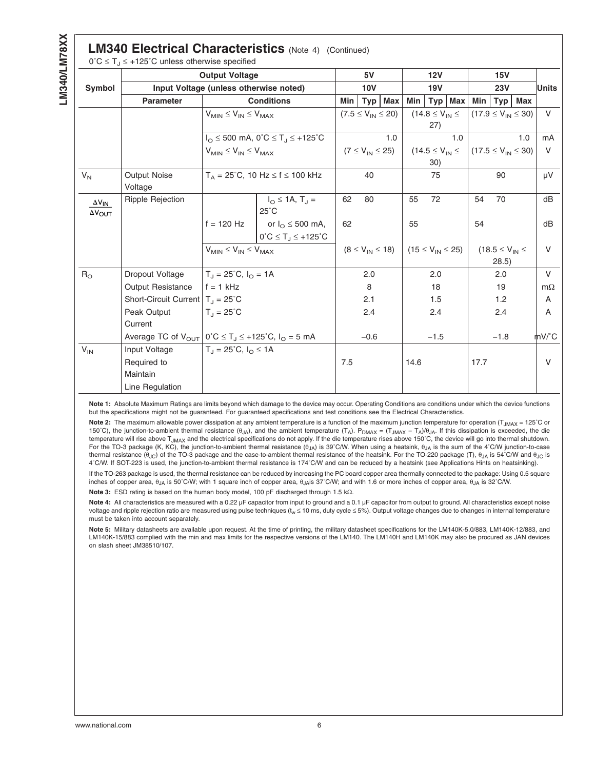## LM340 Electrical Characteristics (Note 4) (Continued)

$0^\circ C \le T_J \le +125^\circ C$ unless otherwise specified

| Symbol | Output Voltage | | | 5V | | | 12V | | | 15V | | | Units |
|---|---|---|---|---|---|---|---|---|---|---|---|---|---|
| | Input Voltage (unless otherwise noted) | | | 10V | | | 19V | | | 23V | | | |
| | Parameter | Conditions | | Min | Typ | Max | Min | Typ | Max | Min | Typ | Max | |
| | | $V_{MIN} \le V_{IN} \le V_{MAX}$ | | $(7.5 \le V_{IN} \le 20)$ | | | $(14.8 \le V_{IN} \le 27)$ | | | $(17.9 \le V_{IN} \le 30)$ | | | V |
| | | $I_O \le 500$ mA, $0^\circ C \le T_J \le +125^\circ C$ | | | | 1.0 | | | 1.0 | | | 1.0 | mA |
| | | $V_{MIN} \le V_{IN} \le V_{MAX}$ | | $(7 \le V_{IN} \le 25)$ | | | $(14.5 \le V_{IN} \le 30)$ | | | $(17.5 \le V_{IN} \le 30)$ | | | V |
| $V_N$ | Output Noise Voltage | $T_A = 25^\circ C$, 10 Hz $\le f \le$ 100 kHz | | | 40 | | | 75 | | | 90 | | μV |
| $\frac{\Delta V_{IN}}{\Delta V_{OUT}}$ | Ripple Rejection | f = 120 Hz | $I_O \le 1A$, $T_J = 25^\circ C$ | 62 | 80 | | 55 | 72 | | 54 | 70 | | dB |
| | | | or $I_O \le 500$ mA, $0^\circ C \le T_J \le +125^\circ C$ | 62 | | | 55 | | | 54 | | | dB |
| | | $V_{MIN} \le V_{IN} \le V_{MAX}$ | | $(8 \le V_{IN} \le 18)$ | | | $(15 \le V_{IN} \le 25)$ | | | $(18.5 \le V_{IN} \le 28.5)$ | | | V |
| $R_O$ | Dropout Voltage | $T_J = 25^\circ C$, $I_O = 1A$ | | | 2.0 | | | 2.0 | | | 2.0 | | V |
| | Output Resistance | f = 1 kHz | | | 8 | | | 18 | | | 19 | | mΩ |
| | Short-Circuit Current | $T_J = 25^\circ C$ | | | 2.1 | | | 1.5 | | | 1.2 | | A |
| | Peak Output Current | $T_J = 25^\circ C$ | | | 2.4 | | | 2.4 | | | 2.4 | | A |
| | Average TC of $V_{OUT}$ | $0^\circ C \le T_J \le +125^\circ C$, $I_O = 5$ mA | | | −0.6 | | | −1.5 | | | −1.8 | | mV/°C |
| $V_{IN}$ | Input Voltage Required to Maintain Line Regulation | $T_J = 25^\circ C$, $I_O \le 1A$ | | 7.5 | | | 14.6 | | | 17.7 | | | V |

**Note 1:** Absolute Maximum Ratings are limits beyond which damage to the device may occur. Operating Conditions are conditions under which the device functions but the specifications might not be guaranteed. For guaranteed specifications and test conditions see the Electrical Characteristics.

**Note 2:** The maximum allowable power dissipation at any ambient temperature is a function of the maximum junction temperature for operation ($T_{JMAX}$ = 125°C or 150°C), the junction-to-ambient thermal resistance ($\theta_{JA}$), and the ambient temperature ($T_A$). $P_{DMAX} = (T_{JMAX} - T_A)/\theta_{JA}$. If this dissipation is exceeded, the die temperature will rise above $T_{JMAX}$ and the electrical specifications do not apply. If the die temperature rises above 150°C, the device will go into thermal shutdown. For the TO-3 package (K, KC), the junction-to-ambient thermal resistance ($\theta_{JA}$) is 39°C/W. When using a heatsink, $\theta_{JA}$ is the sum of the 4°C/W junction-to-case thermal resistance ($\theta_{JC}$) of the TO-3 package and the case-to-ambient thermal resistance of the heatsink. For the TO-220 package (T), $\theta_{JA}$ is 54°C/W and $\theta_{JC}$ is 4°C/W. If SOT-223 is used, the junction-to-ambient thermal resistance is 174°C/W and can be reduced by a heatsink (see Applications Hints on heatsinking).

If the TO-263 package is used, the thermal resistance can be reduced by increasing the PC board copper area thermally connected to the package: Using 0.5 square inches of copper area, $\theta_{JA}$ is 50°C/W; with 1 square inch of copper area, $\theta_{JA}$is 37°C/W; and with 1.6 or more inches of copper area, $\theta_{JA}$ is 32°C/W.

**Note 3:** ESD rating is based on the human body model, 100 pF discharged through 1.5 kΩ.

**Note 4:** All characteristics are measured with a 0.22 μF capacitor from input to ground and a 0.1 μF capacitor from output to ground. All characteristics except noise voltage and ripple rejection ratio are measured using pulse techniques ($t_w \le 10$ ms, duty cycle ≤ 5%). Output voltage changes due to changes in internal temperature must be taken into account separately.

**Note 5:** Military datasheets are available upon request. At the time of printing, the military datasheet specifications for the LM140K-5.0/883, LM140K-12/883, and LM140K-15/883 complied with the min and max limits for the respective versions of the LM140. The LM140H and LM140K may also be procured as JAN devices on slash sheet JM38510/107.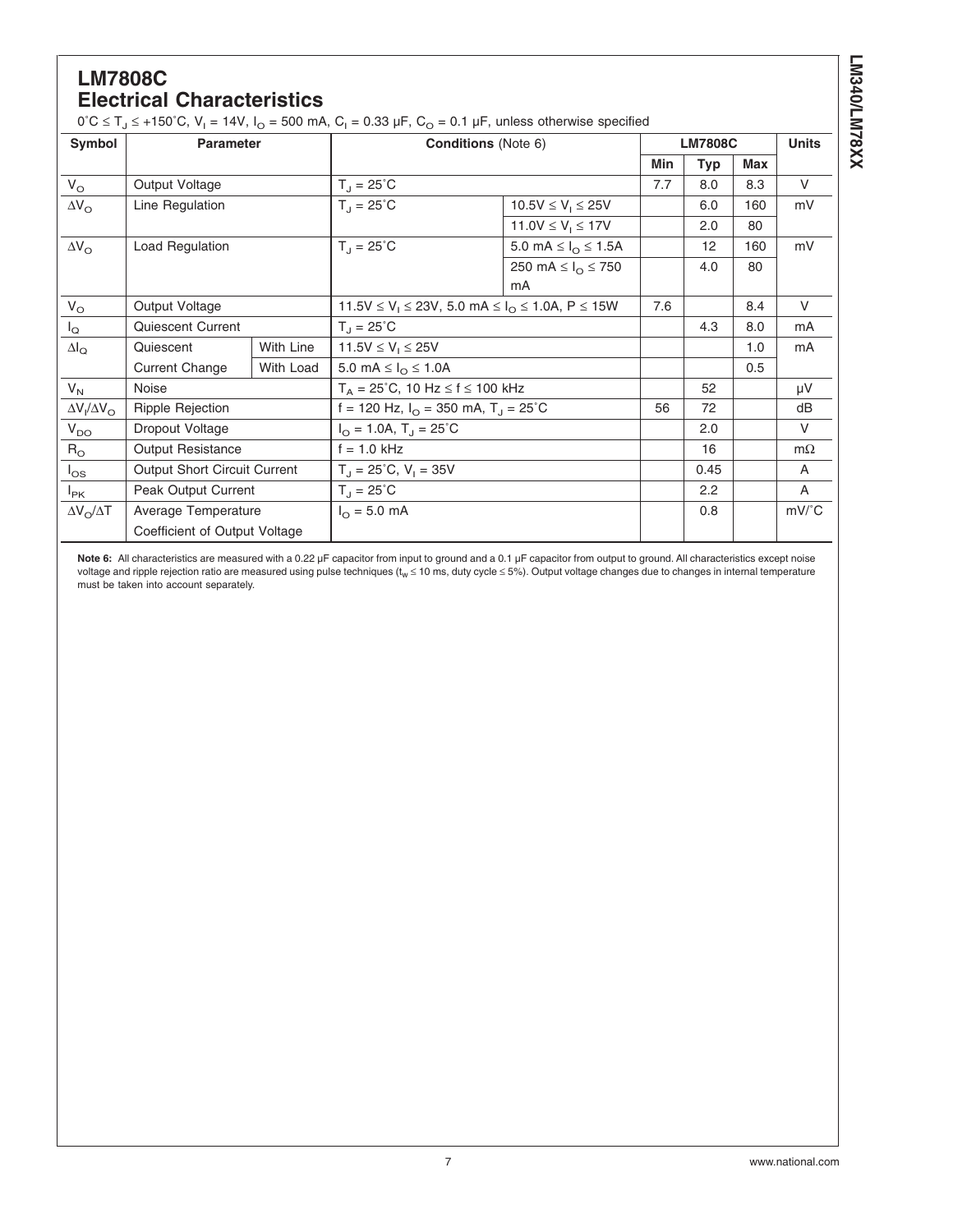# LM7808C

## Electrical Characteristics

$0^\circ C \le T_J \le +150^\circ C$, $V_I = 14V$, $I_O = 500$ mA, $C_I = 0.33$ μF, $C_O = 0.1$ μF, unless otherwise specified

| Symbol | Parameter | | Conditions (Note 6) | | LM7808C | | | Units |
|---|---|---|---|---|---|---|---|---|
| | | | | | Min | Typ | Max | |
| $V_O$ | Output Voltage | | $T_J = 25^\circ C$ | | 7.7 | 8.0 | 8.3 | V |
| $\Delta V_O$ | Line Regulation | | $T_J = 25^\circ C$ | $10.5V \le V_I \le 25V$ | | 6.0 | 160 | mV |
| | | | | $11.0V \le V_I \le 17V$ | | 2.0 | 80 | |
| $\Delta V_O$ | Load Regulation | | $T_J = 25^\circ C$ | $5.0\text{ mA} \le I_O \le 1.5A$ | | 12 | 160 | mV |
| | | | | $250\text{ mA} \le I_O \le 750\text{ mA}$ | | 4.0 | 80 | |
| $V_O$ | Output Voltage | | $11.5V \le V_I \le 23V$, $5.0\text{ mA} \le I_O \le 1.0A$, $P \le 15W$ | | 7.6 | | 8.4 | V |
| $I_Q$ | Quiescent Current | | $T_J = 25^\circ C$ | | | 4.3 | 8.0 | mA |
| $\Delta I_Q$ | Quiescent Current Change | With Line | $11.5V \le V_I \le 25V$ | | | | 1.0 | mA |
| | | With Load | $5.0\text{ mA} \le I_O \le 1.0A$ | | | | 0.5 | |
| $V_N$ | Noise | | $T_A = 25^\circ C$, $10\text{ Hz} \le f \le 100\text{ kHz}$ | | | 52 | | μV |
| $\Delta V_I/\Delta V_O$ | Ripple Rejection | | $f = 120$ Hz, $I_O = 350$ mA, $T_J = 25^\circ C$ | | 56 | 72 | | dB |
| $V_{DO}$ | Dropout Voltage | | $I_O = 1.0A$, $T_J = 25^\circ C$ | | | 2.0 | | V |
| $R_O$ | Output Resistance | | $f = 1.0$ kHz | | | 16 | | mΩ |
| $I_{OS}$ | Output Short Circuit Current | | $T_J = 25^\circ C$, $V_I = 35V$ | | | 0.45 | | A |
| $I_{PK}$ | Peak Output Current | | $T_J = 25^\circ C$ | | | 2.2 | | A |
| $\Delta V_O/\Delta T$ | Average Temperature Coefficient of Output Voltage | | $I_O = 5.0$ mA | | | 0.8 | | mV/°C |

**Note 6:** All characteristics are measured with a 0.22 μF capacitor from input to ground and a 0.1 μF capacitor from output to ground. All characteristics except noise voltage and ripple rejection ratio are measured using pulse techniques ($t_w \le 10$ ms, duty cycle $\le 5\%$). Output voltage changes due to changes in internal temperature must be taken into account separately.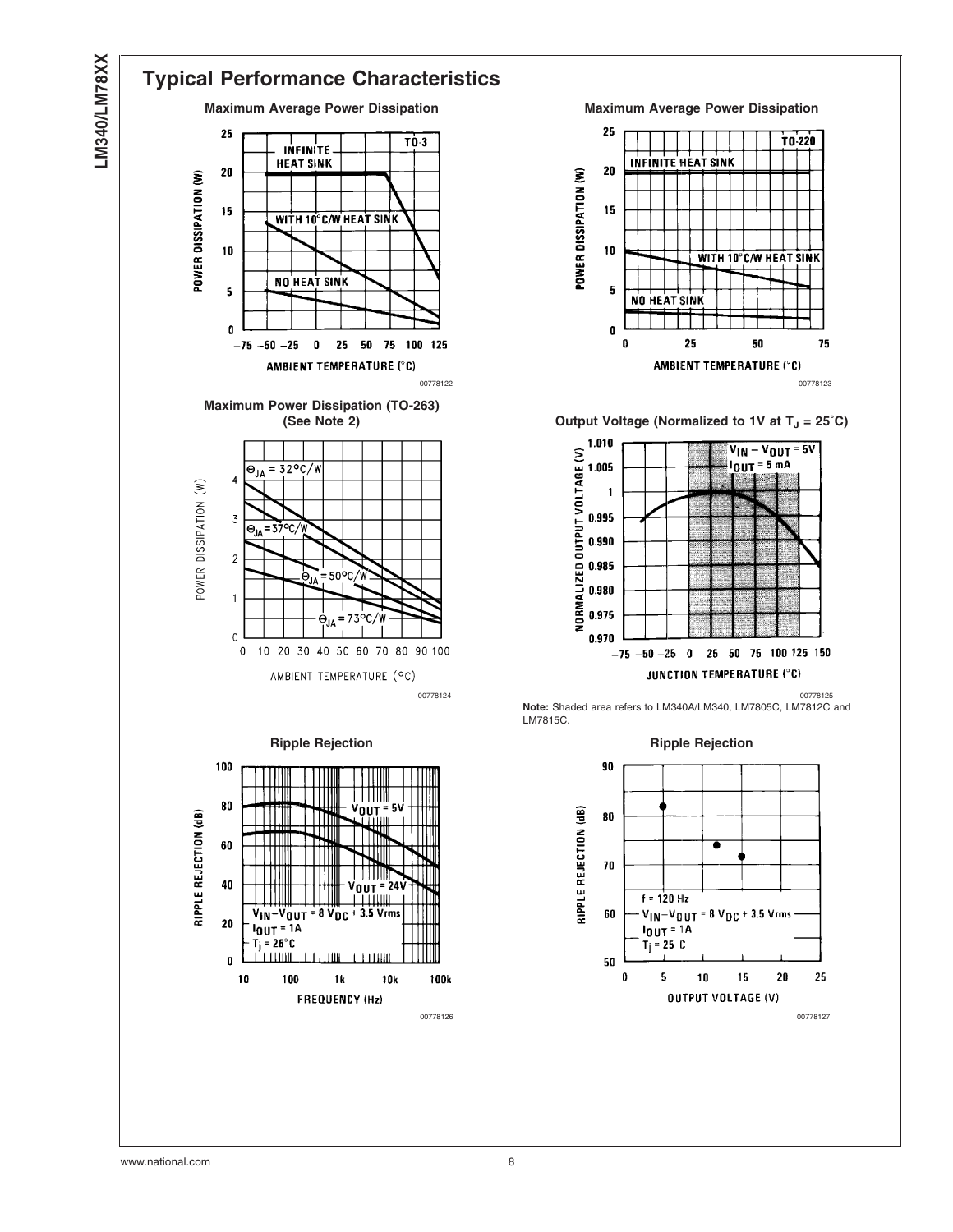## Typical Performance Characteristics

**Maximum Average Power Dissipation**

00778122

**Maximum Average Power Dissipation**

00778123

**Maximum Power Dissipation (TO-263) (See Note 2)**

00778124

**Output Voltage (Normalized to 1V at $T_J = 25°C$)**

00778125

**Note:** Shaded area refers to LM340A/LM340, LM7805C, LM7812C and LM7815C.

**Ripple Rejection**

00778126

**Ripple Rejection**

00778127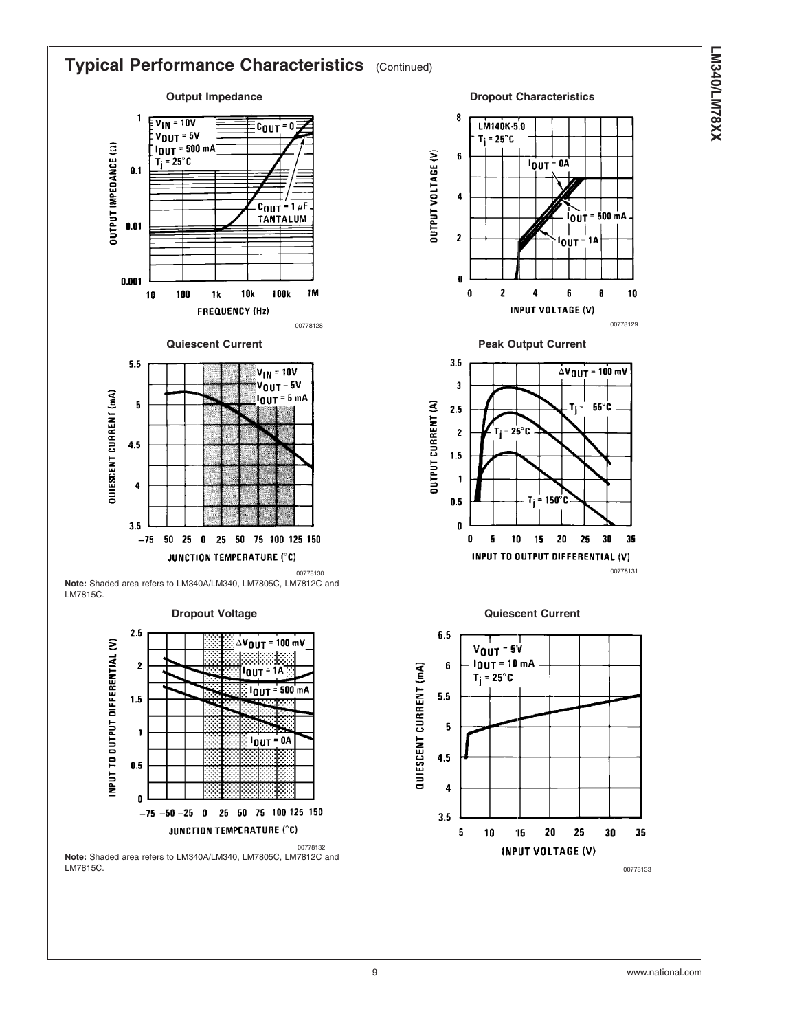## Typical Performance Characteristics (Continued)

**Output Impedance**

00778128

**Dropout Characteristics**

00778129

**Quiescent Current**

00778130

**Note:** Shaded area refers to LM340A/LM340, LM7805C, LM7812C and LM7815C.

**Peak Output Current**

00778131

**Dropout Voltage**

00778132

**Note:** Shaded area refers to LM340A/LM340, LM7805C, LM7812C and LM7815C.

**Quiescent Current**

00778133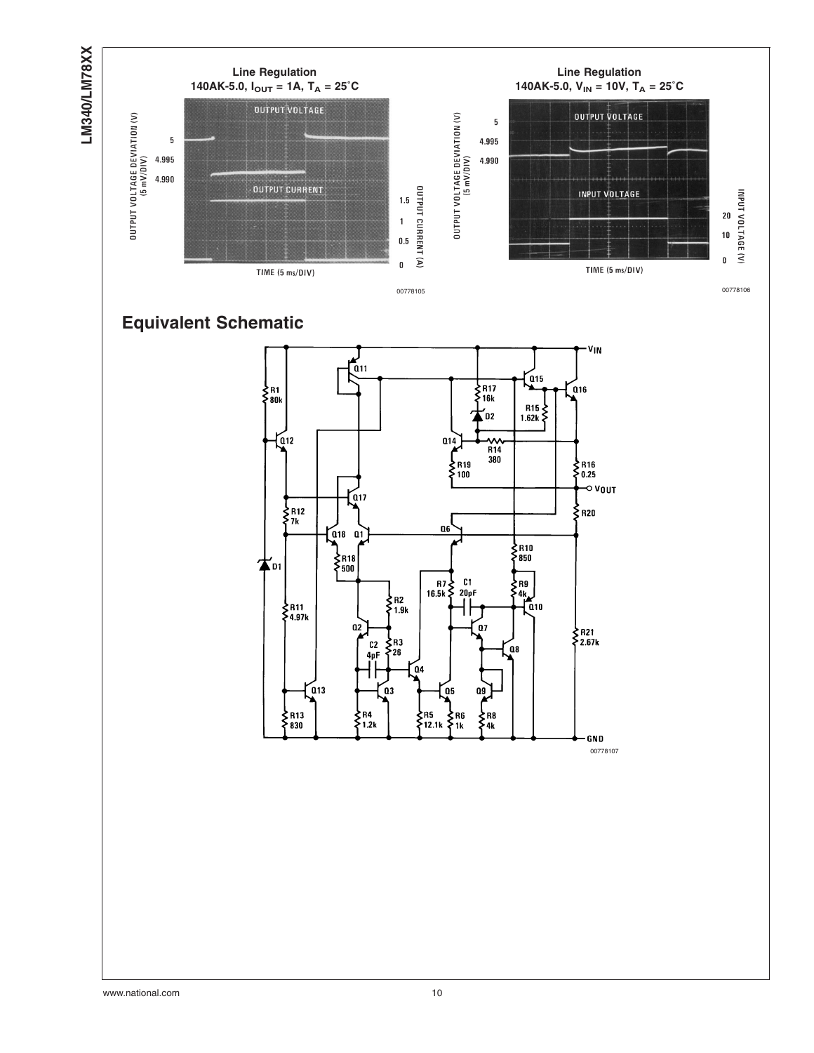**Line Regulation**
**140AK-5.0, $I_{OUT}$ = 1A, $T_A$ = 25˚C**

OUTPUT VOLTAGE

OUTPUT CURRENT

OUTPUT VOLTAGE DEVIATION (V) (5 mV/DIV)

5

4.995

4.990

OUTPUT CURRENT (A)

1.5

1

0.5

0

TIME (5 ms/DIV)

00778105

**Line Regulation**
**140AK-5.0, $V_{IN}$ = 10V, $T_A$ = 25˚C**

OUTPUT VOLTAGE

INPUT VOLTAGE

OUTPUT VOLTAGE DEVIATION (V) (5 mV/DIV)

5

4.995

4.990

INPUT VOLTAGE (V)

20

10

0

TIME (5 ms/DIV)

00778106

## Equivalent Schematic

$V_{IN}$, $V_{OUT}$, GND

Q1, Q2, Q3, Q4, Q5, Q6, Q7, Q8, Q9, Q10, Q11, Q12, Q13, Q14, Q15, Q16, Q17, Q18

D1, D2

R1 80k, R2 1.9k, R3 26, R4 1.2k, R5 12.1k, R6 1k, R7 16.5k, R8 4k, R9 4k, R10 850, R11 4.97k, R12 7k, R13 830, R14 380, R15 1.62k, R16 0.25, R17 16k, R18 500, R19 100, R20, R21 2.67k

C1 20pF, C2 4pF

00778107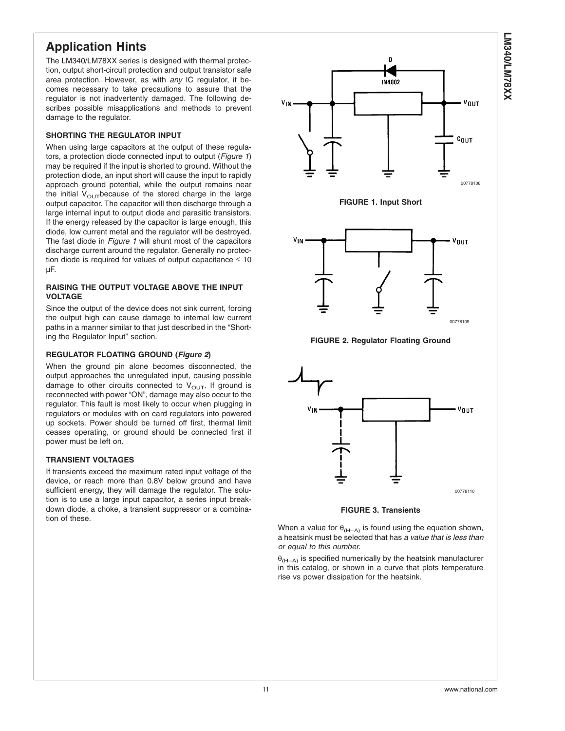# Application Hints

The LM340/LM78XX series is designed with thermal protection, output short-circuit protection and output transistor safe area protection. However, as with *any* IC regulator, it becomes necessary to take precautions to assure that the regulator is not inadvertently damaged. The following describes possible misapplications and methods to prevent damage to the regulator.

### SHORTING THE REGULATOR INPUT

When using large capacitors at the output of these regulators, a protection diode connected input to output (*Figure 1*) may be required if the input is shorted to ground. Without the protection diode, an input short will cause the input to rapidly approach ground potential, while the output remains near the initial $V_{OUT}$ because of the stored charge in the large output capacitor. The capacitor will then discharge through a large internal input to output diode and parasitic transistors. If the energy released by the capacitor is large enough, this diode, low current metal and the regulator will be destroyed. The fast diode in *Figure 1* will shunt most of the capacitors discharge current around the regulator. Generally no protection diode is required for values of output capacitance ≤ 10 μF.

### RAISING THE OUTPUT VOLTAGE ABOVE THE INPUT VOLTAGE

Since the output of the device does not sink current, forcing the output high can cause damage to internal low current paths in a manner similar to that just described in the "Shorting the Regulator Input" section.

### REGULATOR FLOATING GROUND (*Figure 2*)

When the ground pin alone becomes disconnected, the output approaches the unregulated input, causing possible damage to other circuits connected to $V_{OUT}$. If ground is reconnected with power "ON", damage may also occur to the regulator. This fault is most likely to occur when plugging in regulators or modules with on card regulators into powered up sockets. Power should be turned off first, thermal limit ceases operating, or ground should be connected first if power must be left on.

### TRANSIENT VOLTAGES

If transients exceed the maximum rated input voltage of the device, or reach more than 0.8V below ground and have sufficient energy, they will damage the regulator. The solution is to use a large input capacitor, a series input breakdown diode, a choke, a transient suppressor or a combination of these.

00778108

**FIGURE 1. Input Short**

00778109

**FIGURE 2. Regulator Floating Ground**

00778110

**FIGURE 3. Transients**

When a value for $\theta_{(H-A)}$ is found using the equation shown, a heatsink must be selected that has *a value that is less than or equal to this number.*

$\theta_{(H-A)}$ is specified numerically by the heatsink manufacturer in this catalog, or shown in a curve that plots temperature rise vs power dissipation for the heatsink.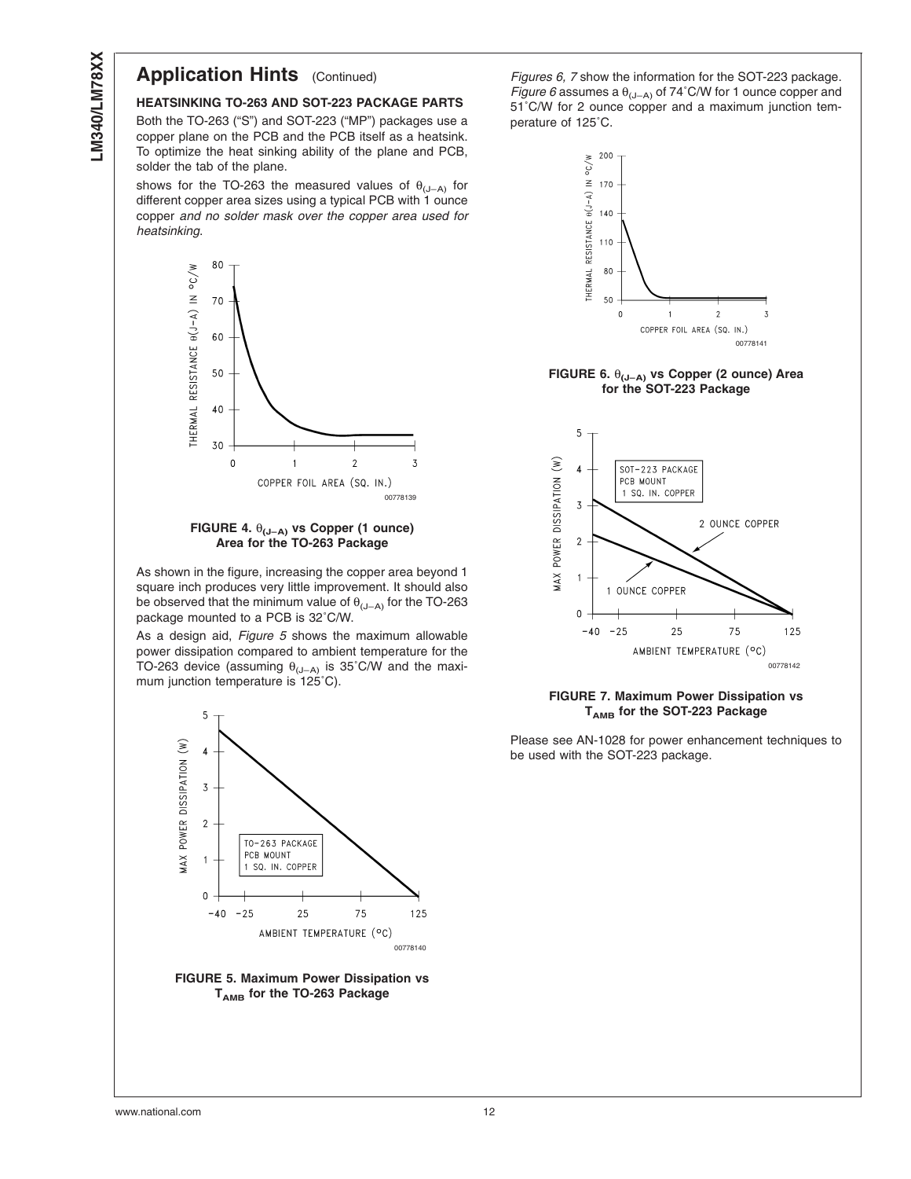## Application Hints (Continued)

### HEATSINKING TO-263 AND SOT-223 PACKAGE PARTS

Both the TO-263 ("S") and SOT-223 ("MP") packages use a copper plane on the PCB and the PCB itself as a heatsink. To optimize the heat sinking ability of the plane and PCB, solder the tab of the plane.

shows for the TO-263 the measured values of $\theta_{(J-A)}$ for different copper area sizes using a typical PCB with 1 ounce copper *and no solder mask over the copper area used for heatsinking*.

**FIGURE 4.** $\theta_{(J-A)}$ **vs Copper (1 ounce) Area for the TO-263 Package**

As shown in the figure, increasing the copper area beyond 1 square inch produces very little improvement. It should also be observed that the minimum value of $\theta_{(J-A)}$ for the TO-263 package mounted to a PCB is 32˚C/W.

As a design aid, *Figure 5* shows the maximum allowable power dissipation compared to ambient temperature for the TO-263 device (assuming $\theta_{(J-A)}$ is 35˚C/W and the maximum junction temperature is 125˚C).

**FIGURE 5. Maximum Power Dissipation vs $T_{AMB}$ for the TO-263 Package**

*Figures 6, 7* show the information for the SOT-223 package. *Figure 6* assumes a $\theta_{(J-A)}$ of 74˚C/W for 1 ounce copper and 51˚C/W for 2 ounce copper and a maximum junction temperature of 125˚C.

**FIGURE 6.** $\theta_{(J-A)}$ **vs Copper (2 ounce) Area for the SOT-223 Package**

**FIGURE 7. Maximum Power Dissipation vs $T_{AMB}$ for the SOT-223 Package**

Please see AN-1028 for power enhancement techniques to be used with the SOT-223 package.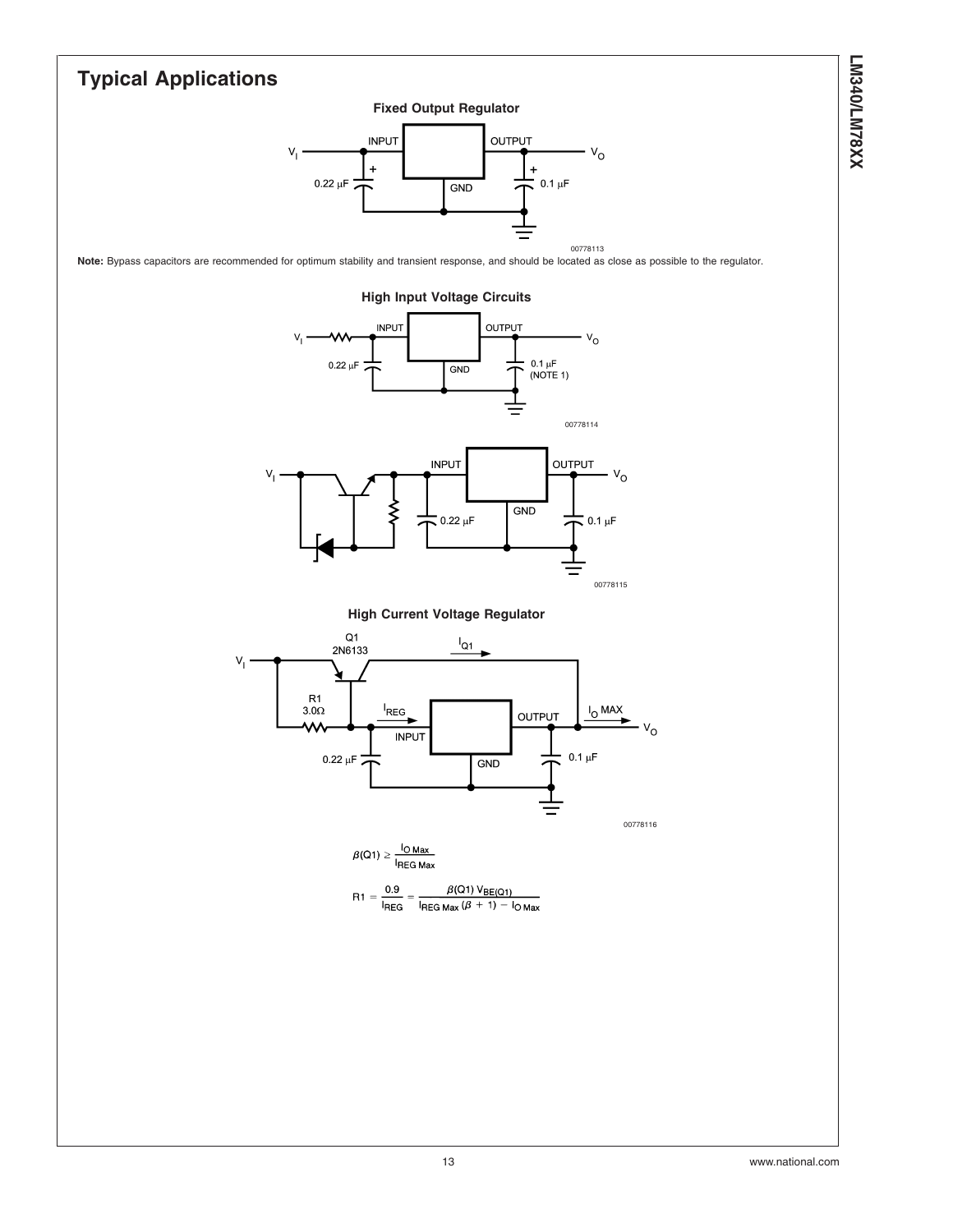## Typical Applications

**Fixed Output Regulator**

00778113

**Note:** Bypass capacitors are recommended for optimum stability and transient response, and should be located as close as possible to the regulator.

**High Input Voltage Circuits**

00778114

00778115

**High Current Voltage Regulator**

00778116

$$\beta(Q1) \geq \frac{I_{O\ Max}}{I_{REG\ Max}}$$

$$R1 = \frac{0.9}{I_{REG}} = \frac{\beta(Q1)\ V_{BE(Q1)}}{I_{REG\ Max}\ (\beta + 1) - I_{O\ Max}}$$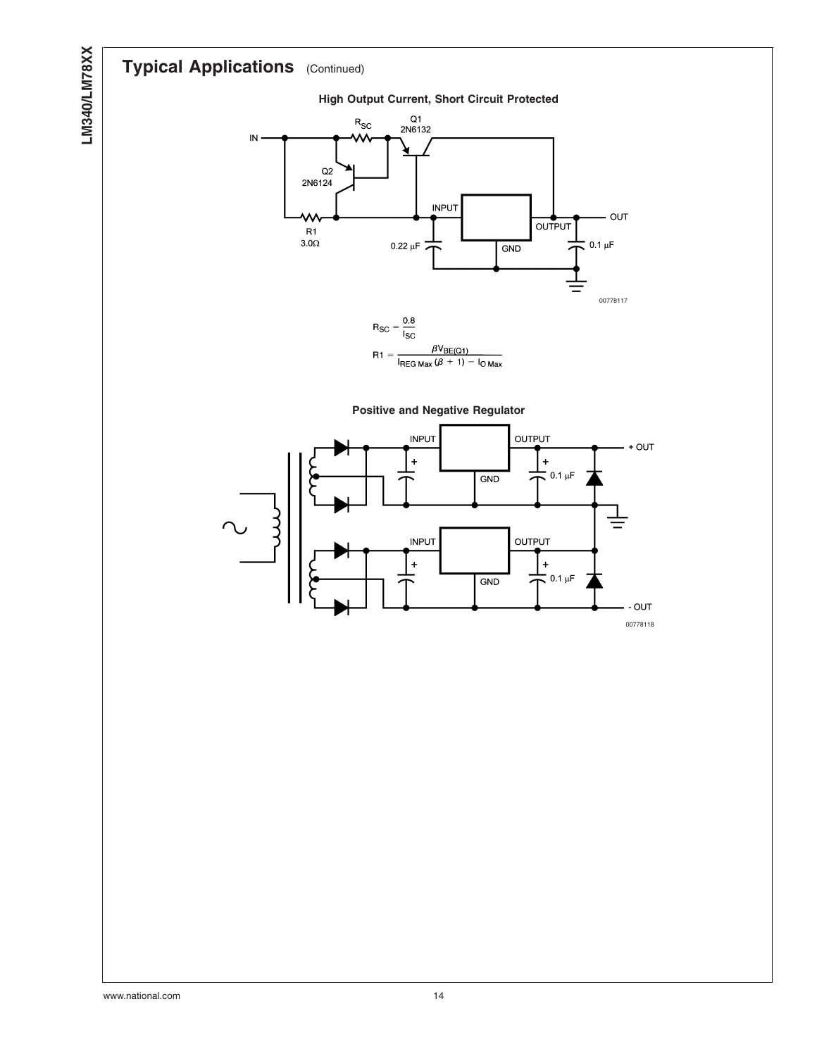## Typical Applications (Continued)

**High Output Current, Short Circuit Protected**

$$R_{SC} = \frac{0.8}{I_{SC}}$$

$$R1 = \frac{\beta V_{BE(Q1)}}{I_{REG\ Max}(\beta + 1) - I_{O\ Max}}$$

**Positive and Negative Regulator**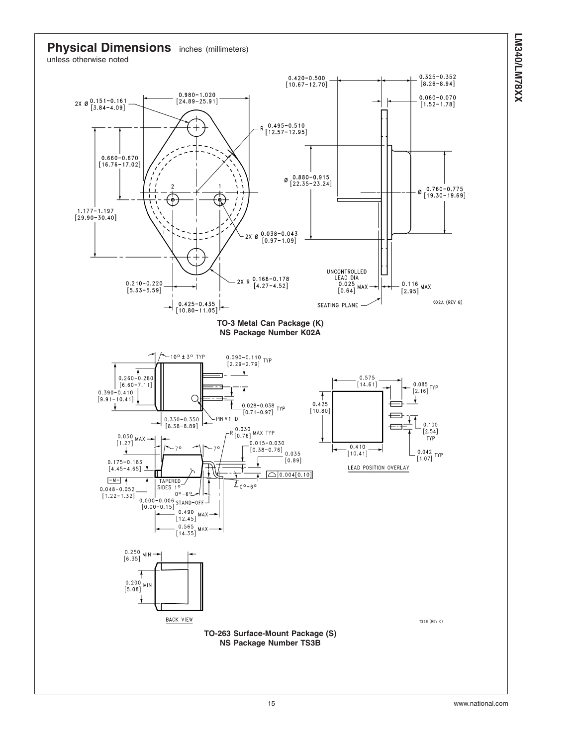## Physical Dimensions inches (millimeters) unless otherwise noted

TO-3 Metal Can Package (K)
NS Package Number K02A

TO-263 Surface-Mount Package (S)
NS Package Number TS3B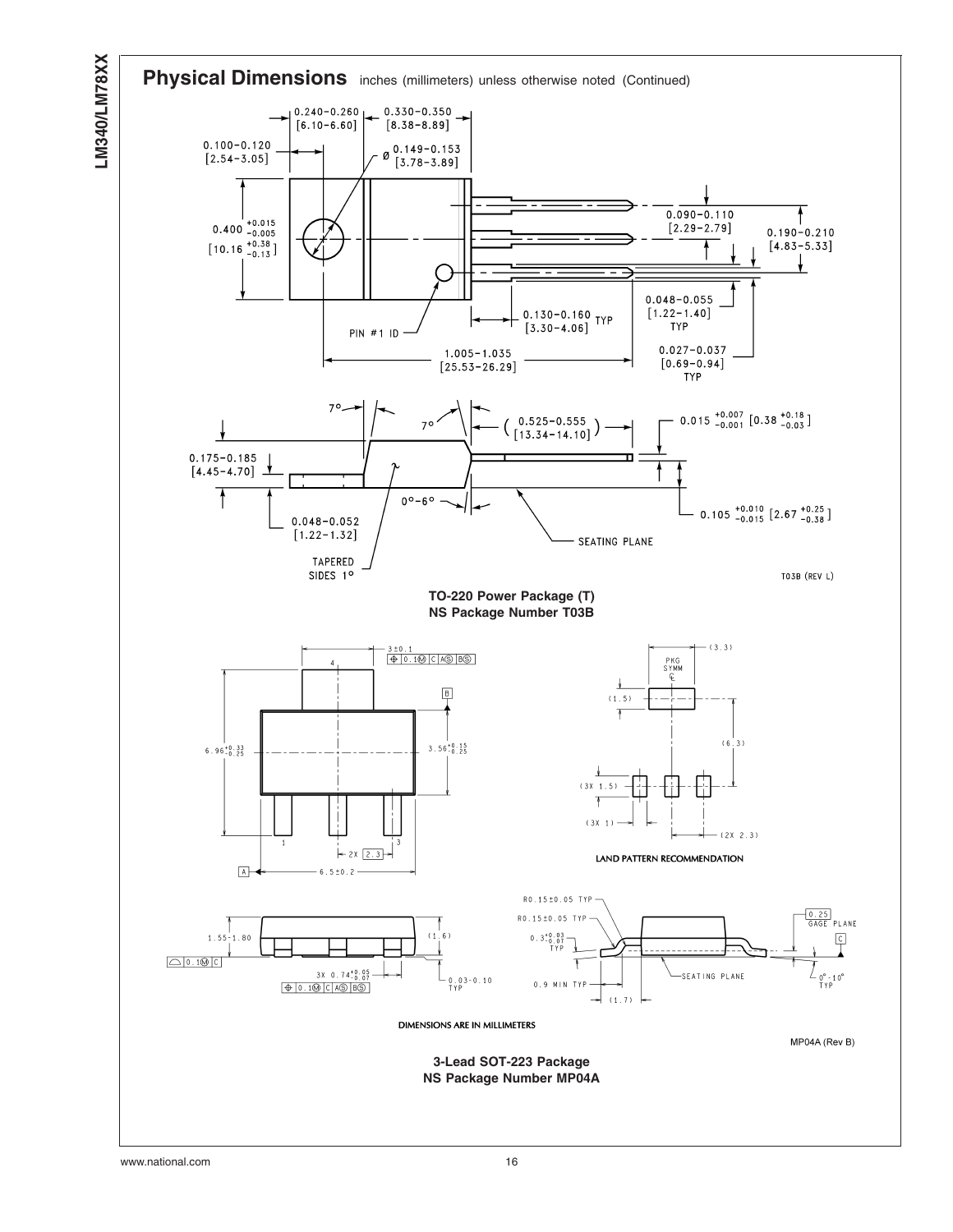## Physical Dimensions inches (millimeters) unless otherwise noted (Continued)

0.240–0.260 [6.10–6.60]
0.330–0.350 [8.38–8.89]
0.100–0.120 [2.54–3.05]
Ø 0.149–0.153 [3.78–3.89]
0.400 +0.015 −0.005 [10.16 +0.38 −0.13]
0.090–0.110 [2.29–2.79]
0.190–0.210 [4.83–5.33]
0.048–0.055 [1.22–1.40] TYP
0.130–0.160 [3.30–4.06] TYP
PIN #1 ID
1.005–1.035 [25.53–26.29]
0.027–0.037 [0.69–0.94] TYP
7°
7°
(0.525–0.555 [13.34–14.10])
0.015 +0.007 −0.001 [0.38 +0.18 −0.03]
0.175–0.185 [4.45–4.70]
0°–6°
0.105 +0.010 −0.015 [2.67 +0.25 −0.38]
0.048–0.052 [1.22–1.32]
SEATING PLANE
TAPERED SIDES 1°

T03B (REV L)

**TO-220 Power Package (T)**
**NS Package Number T03B**

3±0.1
0.1Ⓜ C AⓈ BⓈ
6.96 +0.33 −0.25
3.56 +0.15 −0.25
2X 2.3
6.5±0.2
1.55–1.80
(1.6)
0.1Ⓜ C
3X 0.74 +0.05 −0.07
0.1Ⓜ C AⓈ BⓈ
0.03–0.10 TYP

(3.3)
PKG SYMM ℄
(1.5)
(6.3)
(3X 1.5)
(3X 1)
(2X 2.3)

LAND PATTERN RECOMMENDATION

R0.15±0.05 TYP
R0.15±0.05 TYP
0.3 +0.03 −0.07 TYP
0.9 MIN TYP
(1.7)
SEATING PLANE
0.25 GAGE PLANE
C
0°–10° TYP

DIMENSIONS ARE IN MILLIMETERS

MP04A (Rev B)

**3-Lead SOT-223 Package**
**NS Package Number MP04A**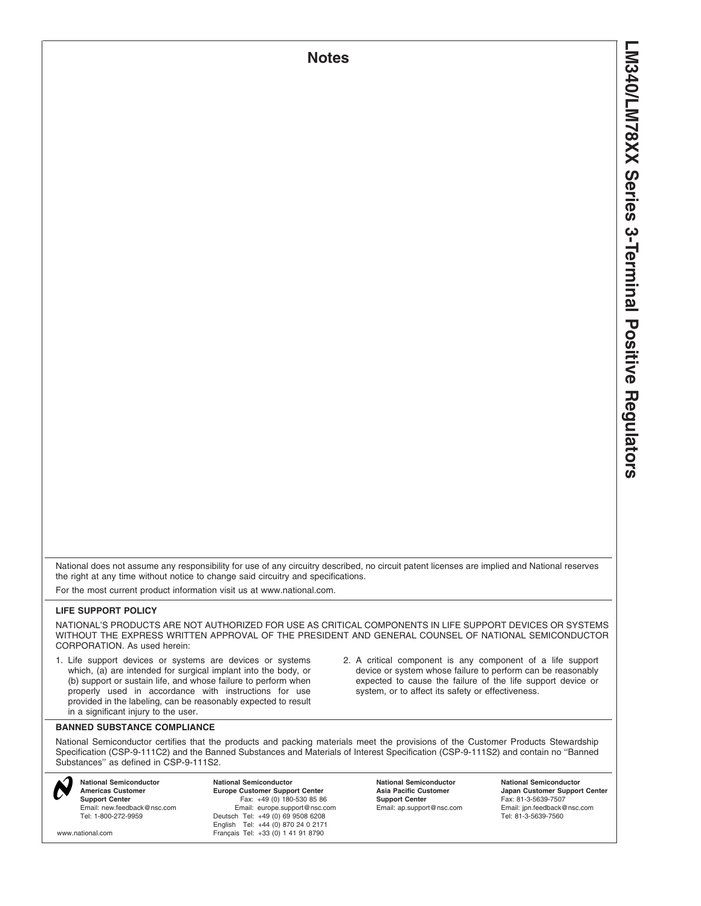# Notes

National does not assume any responsibility for use of any circuitry described, no circuit patent licenses are implied and National reserves the right at any time without notice to change said circuitry and specifications.

For the most current product information visit us at www.national.com.

## LIFE SUPPORT POLICY

NATIONAL'S PRODUCTS ARE NOT AUTHORIZED FOR USE AS CRITICAL COMPONENTS IN LIFE SUPPORT DEVICES OR SYSTEMS WITHOUT THE EXPRESS WRITTEN APPROVAL OF THE PRESIDENT AND GENERAL COUNSEL OF NATIONAL SEMICONDUCTOR CORPORATION. As used herein:

1. Life support devices or systems are devices or systems which, (a) are intended for surgical implant into the body, or (b) support or sustain life, and whose failure to perform when properly used in accordance with instructions for use provided in the labeling, can be reasonably expected to result in a significant injury to the user.
2. A critical component is any component of a life support device or system whose failure to perform can be reasonably expected to cause the failure of the life support device or system, or to affect its safety or effectiveness.

## BANNED SUBSTANCE COMPLIANCE

National Semiconductor certifies that the products and packing materials meet the provisions of the Customer Products Stewardship Specification (CSP-9-111C2) and the Banned Substances and Materials of Interest Specification (CSP-9-111S2) and contain no ''Banned Substances'' as defined in CSP-9-111S2.

**National Semiconductor Americas Customer Support Center**
Email: new.feedback@nsc.com
Tel: 1-800-272-9959

**National Semiconductor Europe Customer Support Center**
Fax: +49 (0) 180-530 85 86
Email: europe.support@nsc.com
Deutsch Tel: +49 (0) 69 9508 6208
English Tel: +44 (0) 870 24 0 2171
Français Tel: +33 (0) 1 41 91 8790

**National Semiconductor Asia Pacific Customer Support Center**
Email: ap.support@nsc.com

**National Semiconductor Japan Customer Support Center**
Fax: 81-3-5639-7507
Email: jpn.feedback@nsc.com
Tel: 81-3-5639-7560

www.national.com